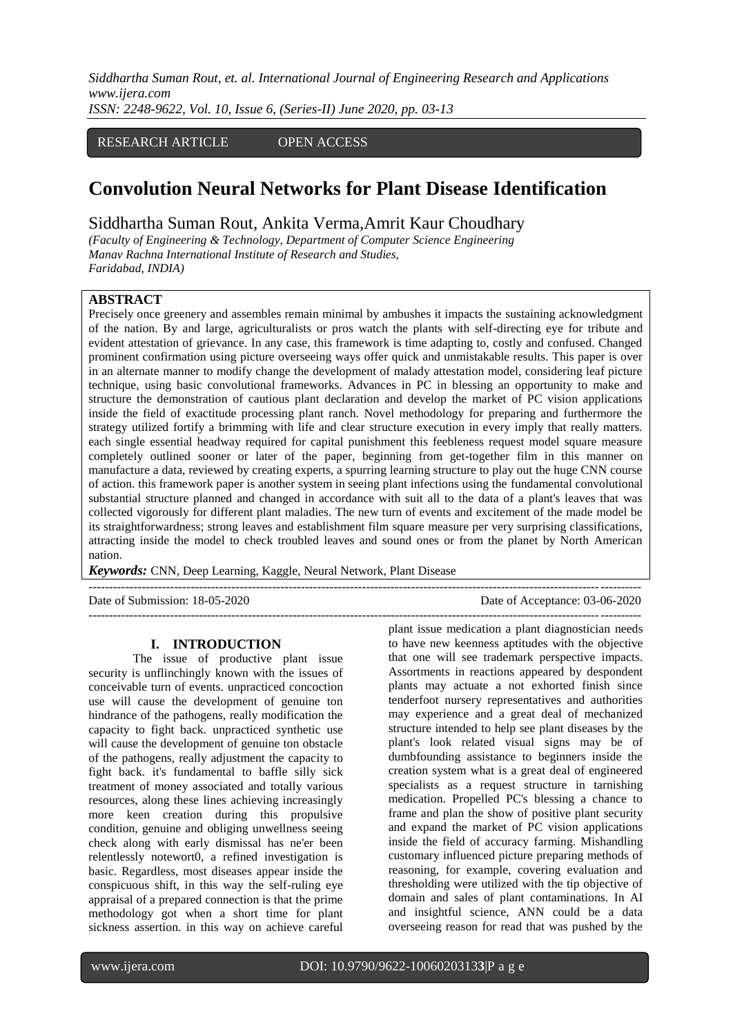RESEARCH ARTICLE OPEN ACCESS

# Convolution Neural Networks for Plant Disease Identification

Siddhartha Suman Rout, Ankita Verma,Amrit Kaur Choudhary

*(Faculty of Engineering & Technology, Department of Computer Science Engineering Manav Rachna International Institute of Research and Studies, Faridabad, INDIA)*

## ABSTRACT

Precisely once greenery and assembles remain minimal by ambushes it impacts the sustaining acknowledgment of the nation. By and large, agriculturalists or pros watch the plants with self-directing eye for tribute and evident attestation of grievance. In any case, this framework is time adapting to, costly and confused. Changed prominent confirmation using picture overseeing ways offer quick and unmistakable results. This paper is over in an alternate manner to modify change the development of malady attestation model, considering leaf picture technique, using basic convolutional frameworks. Advances in PC in blessing an opportunity to make and structure the demonstration of cautious plant declaration and develop the market of PC vision applications inside the field of exactitude processing plant ranch. Novel methodology for preparing and furthermore the strategy utilized fortify a brimming with life and clear structure execution in every imply that really matters. each single essential headway required for capital punishment this feebleness request model square measure completely outlined sooner or later of the paper, beginning from get-together film in this manner on manufacture a data, reviewed by creating experts, a spurring learning structure to play out the huge CNN course of action. this framework paper is another system in seeing plant infections using the fundamental convolutional substantial structure planned and changed in accordance with suit all to the data of a plant's leaves that was collected vigorously for different plant maladies. The new turn of events and excitement of the made model be its straightforwardness; strong leaves and establishment film square measure per very surprising classifications, attracting inside the model to check troubled leaves and sound ones or from the planet by North American nation.

***Keywords:*** CNN, Deep Learning, Kaggle, Neural Network, Plant Disease

Date of Submission: 18-05-2020 Date of Acceptance: 03-06-2020

## I. INTRODUCTION

The issue of productive plant issue security is unflinchingly known with the issues of conceivable turn of events. unpracticed concoction use will cause the development of genuine ton hindrance of the pathogens, really modification the capacity to fight back. unpracticed synthetic use will cause the development of genuine ton obstacle of the pathogens, really adjustment the capacity to fight back. it's fundamental to baffle silly sick treatment of money associated and totally various resources, along these lines achieving increasingly more keen creation during this propulsive condition, genuine and obliging unwellness seeing check along with early dismissal has ne'er been relentlessly notewort0, a refined investigation is basic. Regardless, most diseases appear inside the conspicuous shift, in this way the self-ruling eye appraisal of a prepared connection is that the prime methodology got when a short time for plant sickness assertion. in this way on achieve careful plant issue medication a plant diagnostician needs to have new keenness aptitudes with the objective that one will see trademark perspective impacts. Assortments in reactions appeared by despondent plants may actuate a not exhorted finish since tenderfoot nursery representatives and authorities may experience and a great deal of mechanized structure intended to help see plant diseases by the plant's look related visual signs may be of dumbfounding assistance to beginners inside the creation system what is a great deal of engineered specialists as a request structure in tarnishing medication. Propelled PC's blessing a chance to frame and plan the show of positive plant security and expand the market of PC vision applications inside the field of accuracy farming. Mishandling customary influenced picture preparing methods of reasoning, for example, covering evaluation and thresholding were utilized with the tip objective of domain and sales of plant contaminations. In AI and insightful science, ANN could be a data overseeing reason for read that was pushed by the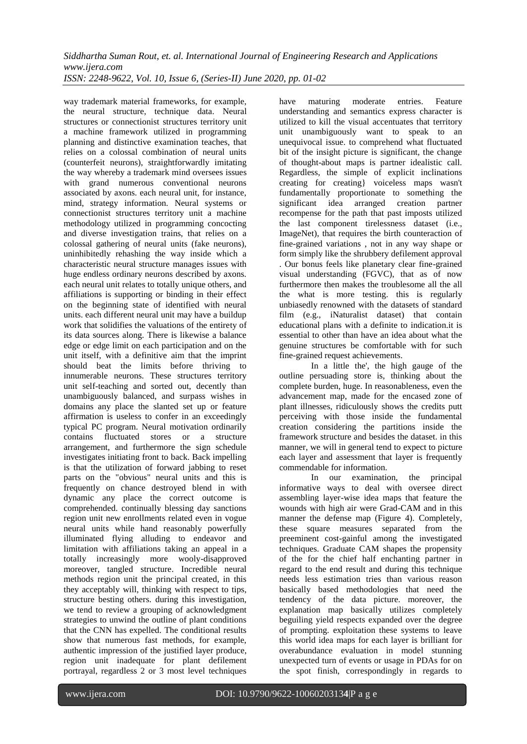way trademark material frameworks, for example, the neural structure, technique data. Neural structures or connectionist structures territory unit a machine framework utilized in programming planning and distinctive examination teaches, that relies on a colossal combination of neural units (counterfeit neurons), straightforwardly imitating the way whereby a trademark mind oversees issues with grand numerous conventional neurons associated by axons. each neural unit, for instance, mind, strategy information. Neural systems or connectionist structures territory unit a machine methodology utilized in programming concocting and diverse investigation trains, that relies on a colossal gathering of neural units (fake neurons), uninhibitedly rehashing the way inside which a characteristic neural structure manages issues with huge endless ordinary neurons described by axons. each neural unit relates to totally unique others, and affiliations is supporting or binding in their effect on the beginning state of identified with neural units. each different neural unit may have a buildup work that solidifies the valuations of the entirety of its data sources along. There is likewise a balance edge or edge limit on each participation and on the unit itself, with a definitive aim that the imprint should beat the limits before thriving to innumerable neurons. These structures territory unit self-teaching and sorted out, decently than unambiguously balanced, and surpass wishes in domains any place the slanted set up or feature affirmation is useless to confer in an exceedingly typical PC program. Neural motivation ordinarily contains fluctuated stores or a structure arrangement, and furthermore the sign schedule investigates initiating front to back. Back impelling is that the utilization of forward jabbing to reset parts on the "obvious" neural units and this is frequently on chance destroyed blend in with dynamic any place the correct outcome is comprehended. continually blessing day sanctions region unit new enrollments related even in vogue neural units while hand reasonably powerfully illuminated flying alluding to endeavor and limitation with affiliations taking an appeal in a totally increasingly more wooly-disapproved moreover, tangled structure. Incredible neural methods region unit the principal created, in this they acceptably will, thinking with respect to tips, structure besting others. during this investigation, we tend to review a grouping of acknowledgment strategies to unwind the outline of plant conditions that the CNN has expelled. The conditional results show that numerous fast methods, for example, authentic impression of the justified layer produce, region unit inadequate for plant defilement portrayal, regardless 2 or 3 most level techniques have maturing moderate entries. Feature understanding and semantics express character is utilized to kill the visual accentuates that territory unit unambiguously want to speak to an unequivocal issue. to comprehend what fluctuated bit of the insight picture is significant, the change of thought-about maps is partner idealistic call. Regardless, the simple of explicit inclinations creating for creating} voiceless maps wasn't fundamentally proportionate to something the significant idea arranged creation partner recompense for the path that past imposts utilized the last component tirelessness dataset (i.e., ImageNet), that requires the birth counteraction of fine-grained variations , not in any way shape or form simply like the shrubbery defilement approval . Our bonus feels like planetary clear fine-grained visual understanding (FGVC), that as of now furthermore then makes the troublesome all the all the what is more testing. this is regularly unbiasedly renowned with the datasets of standard film (e.g., iNaturalist dataset) that contain educational plans with a definite to indication.it is essential to other than have an idea about what the genuine structures be comfortable with for such fine-grained request achievements.

In a little the', the high gauge of the outline persuading store is, thinking about the complete burden, huge. In reasonableness, even the advancement map, made for the encased zone of plant illnesses, ridiculously shows the credits putt perceiving with those inside the fundamental creation considering the partitions inside the framework structure and besides the dataset. in this manner, we will in general tend to expect to picture each layer and assessment that layer is frequently commendable for information.

In our examination, the principal informative ways to deal with oversee direct assembling layer-wise idea maps that feature the wounds with high air were Grad-CAM and in this manner the defense map (Figure 4). Completely, these square measures separated from the preeminent cost-gainful among the investigated techniques. Graduate CAM shapes the propensity of the for the chief half enchanting partner in regard to the end result and during this technique needs less estimation tries than various reason basically based methodologies that need the tendency of the data picture. moreover, the explanation map basically utilizes completely beguiling yield respects expanded over the degree of prompting. exploitation these systems to leave this world idea maps for each layer is brilliant for overabundance evaluation in model stunning unexpected turn of events or usage in PDAs for on the spot finish, correspondingly in regards to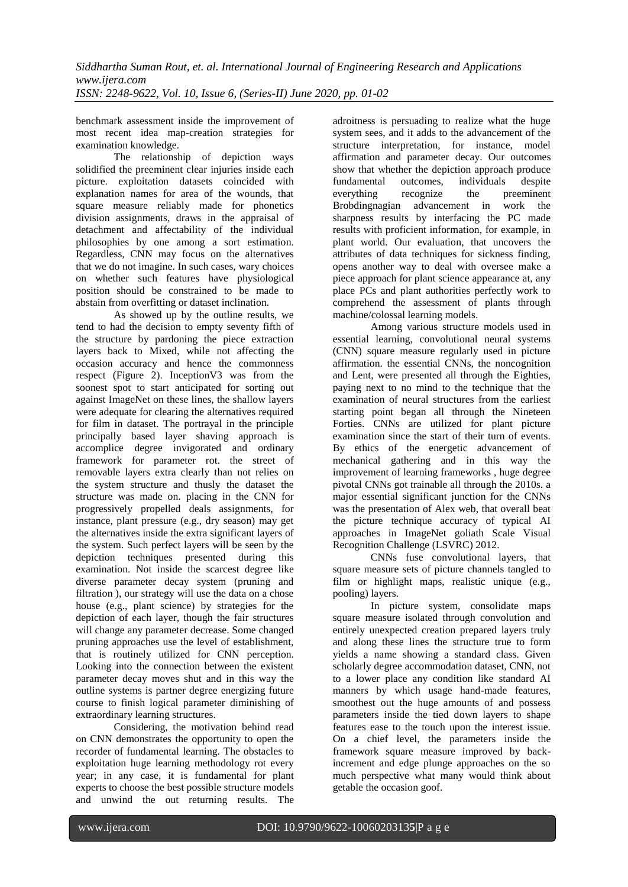benchmark assessment inside the improvement of most recent idea map-creation strategies for examination knowledge.

The relationship of depiction ways solidified the preeminent clear injuries inside each picture. exploitation datasets coincided with explanation names for area of the wounds, that square measure reliably made for phonetics division assignments, draws in the appraisal of detachment and affectability of the individual philosophies by one among a sort estimation. Regardless, CNN may focus on the alternatives that we do not imagine. In such cases, wary choices on whether such features have physiological position should be constrained to be made to abstain from overfitting or dataset inclination.

As showed up by the outline results, we tend to had the decision to empty seventy fifth of the structure by pardoning the piece extraction layers back to Mixed, while not affecting the occasion accuracy and hence the commonness respect (Figure 2). InceptionV3 was from the soonest spot to start anticipated for sorting out against ImageNet on these lines, the shallow layers were adequate for clearing the alternatives required for film in dataset. The portrayal in the principle principally based layer shaving approach is accomplice degree invigorated and ordinary framework for parameter rot. the street of removable layers extra clearly than not relies on the system structure and thusly the dataset the structure was made on. placing in the CNN for progressively propelled deals assignments, for instance, plant pressure (e.g., dry season) may get the alternatives inside the extra significant layers of the system. Such perfect layers will be seen by the depiction techniques presented during this examination. Not inside the scarcest degree like diverse parameter decay system (pruning and filtration ), our strategy will use the data on a chose house (e.g., plant science) by strategies for the depiction of each layer, though the fair structures will change any parameter decrease. Some changed pruning approaches use the level of establishment, that is routinely utilized for CNN perception. Looking into the connection between the existent parameter decay moves shut and in this way the outline systems is partner degree energizing future course to finish logical parameter diminishing of extraordinary learning structures.

Considering, the motivation behind read on CNN demonstrates the opportunity to open the recorder of fundamental learning. The obstacles to exploitation huge learning methodology rot every year; in any case, it is fundamental for plant experts to choose the best possible structure models and unwind the out returning results. The adroitness is persuading to realize what the huge system sees, and it adds to the advancement of the structure interpretation, for instance, model affirmation and parameter decay. Our outcomes show that whether the depiction approach produce fundamental outcomes, individuals despite everything recognize the preeminent Brobdingnagian advancement in work the sharpness results by interfacing the PC made results with proficient information, for example, in plant world. Our evaluation, that uncovers the attributes of data techniques for sickness finding, opens another way to deal with oversee make a piece approach for plant science appearance at, any place PCs and plant authorities perfectly work to comprehend the assessment of plants through machine/colossal learning models.

Among various structure models used in essential learning, convolutional neural systems (CNN) square measure regularly used in picture affirmation. the essential CNNs, the noncognition and Lent, were presented all through the Eighties, paying next to no mind to the technique that the examination of neural structures from the earliest starting point began all through the Nineteen Forties. CNNs are utilized for plant picture examination since the start of their turn of events. By ethics of the energetic advancement of mechanical gathering and in this way the improvement of learning frameworks , huge degree pivotal CNNs got trainable all through the 2010s. a major essential significant junction for the CNNs was the presentation of Alex web, that overall beat the picture technique accuracy of typical AI approaches in ImageNet goliath Scale Visual Recognition Challenge (LSVRC) 2012.

CNNs fuse convolutional layers, that square measure sets of picture channels tangled to film or highlight maps, realistic unique (e.g., pooling) layers.

In picture system, consolidate maps square measure isolated through convolution and entirely unexpected creation prepared layers truly and along these lines the structure true to form yields a name showing a standard class. Given scholarly degree accommodation dataset, CNN, not to a lower place any condition like standard AI manners by which usage hand-made features, smoothest out the huge amounts of and possess parameters inside the tied down layers to shape features ease to the touch upon the interest issue. On a chief level, the parameters inside the framework square measure improved by back-increment and edge plunge approaches on the so much perspective what many would think about getable the occasion goof.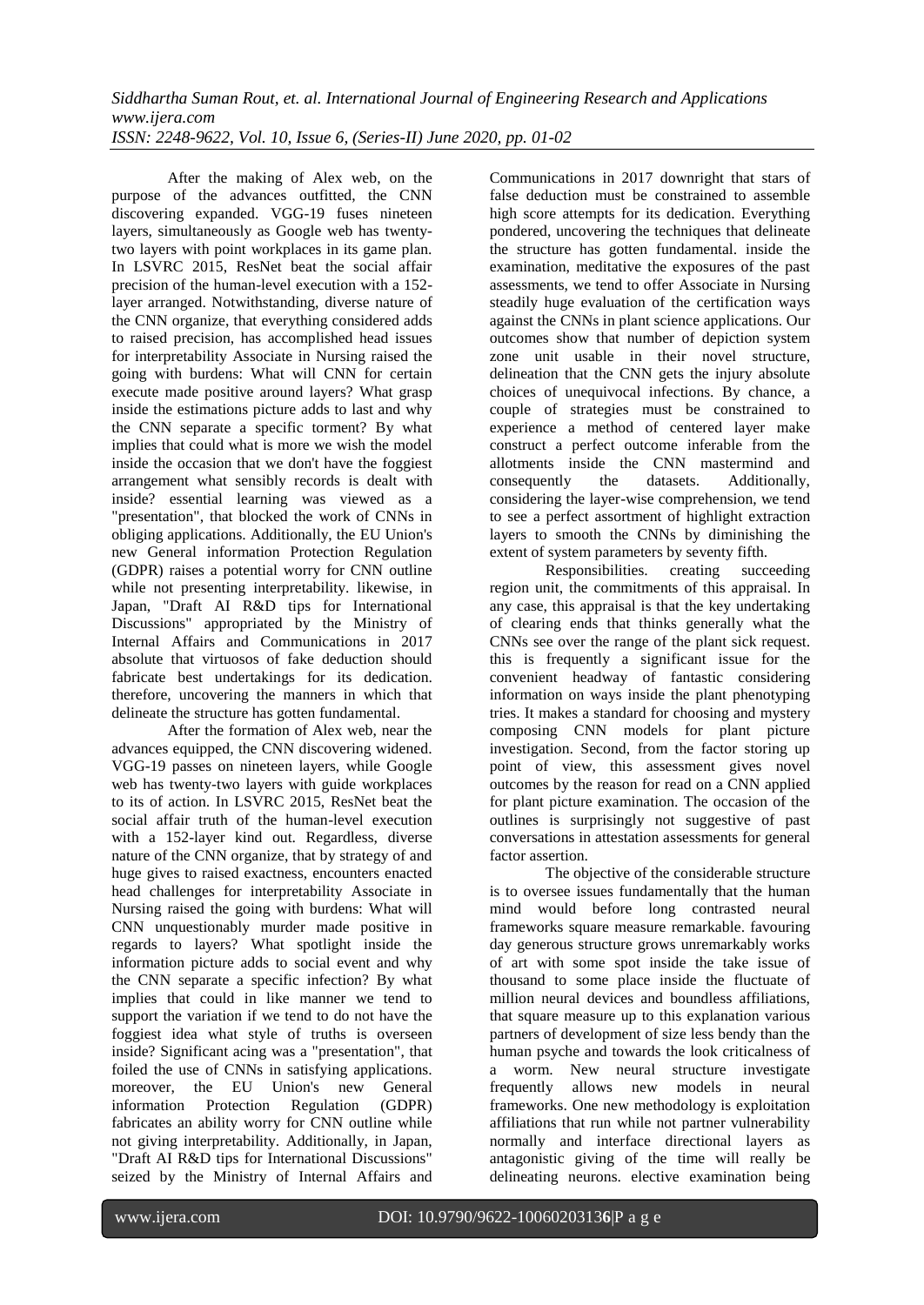After the making of Alex web, on the purpose of the advances outfitted, the CNN discovering expanded. VGG-19 fuses nineteen layers, simultaneously as Google web has twenty-two layers with point workplaces in its game plan. In LSVRC 2015, ResNet beat the social affair precision of the human-level execution with a 152-layer arranged. Notwithstanding, diverse nature of the CNN organize, that everything considered adds to raised precision, has accomplished head issues for interpretability Associate in Nursing raised the going with burdens: What will CNN for certain execute made positive around layers? What grasp inside the estimations picture adds to last and why the CNN separate a specific torment? By what implies that could what is more we wish the model inside the occasion that we don't have the foggiest arrangement what sensibly records is dealt with inside? essential learning was viewed as a "presentation", that blocked the work of CNNs in obliging applications. Additionally, the EU Union's new General information Protection Regulation (GDPR) raises a potential worry for CNN outline while not presenting interpretability. likewise, in Japan, "Draft AI R&D tips for International Discussions" appropriated by the Ministry of Internal Affairs and Communications in 2017 absolute that virtuosos of fake deduction should fabricate best undertakings for its dedication. therefore, uncovering the manners in which that delineate the structure has gotten fundamental.

After the formation of Alex web, near the advances equipped, the CNN discovering widened. VGG-19 passes on nineteen layers, while Google web has twenty-two layers with guide workplaces to its of action. In LSVRC 2015, ResNet beat the social affair truth of the human-level execution with a 152-layer kind out. Regardless, diverse nature of the CNN organize, that by strategy of and huge gives to raised exactness, encounters enacted head challenges for interpretability Associate in Nursing raised the going with burdens: What will CNN unquestionably murder made positive in regards to layers? What spotlight inside the information picture adds to social event and why the CNN separate a specific infection? By what implies that could in like manner we tend to support the variation if we tend to do not have the foggiest idea what style of truths is overseen inside? Significant acing was a "presentation", that foiled the use of CNNs in satisfying applications. moreover, the EU Union's new General information Protection Regulation (GDPR) fabricates an ability worry for CNN outline while not giving interpretability. Additionally, in Japan, "Draft AI R&D tips for International Discussions" seized by the Ministry of Internal Affairs and Communications in 2017 downright that stars of false deduction must be constrained to assemble high score attempts for its dedication. Everything pondered, uncovering the techniques that delineate the structure has gotten fundamental. inside the examination, meditative the exposures of the past assessments, we tend to offer Associate in Nursing steadily huge evaluation of the certification ways against the CNNs in plant science applications. Our outcomes show that number of depiction system zone unit usable in their novel structure, delineation that the CNN gets the injury absolute choices of unequivocal infections. By chance, a couple of strategies must be constrained to experience a method of centered layer make construct a perfect outcome inferable from the allotments inside the CNN mastermind and consequently the datasets. Additionally, considering the layer-wise comprehension, we tend to see a perfect assortment of highlight extraction layers to smooth the CNNs by diminishing the extent of system parameters by seventy fifth.

Responsibilities. creating succeeding region unit, the commitments of this appraisal. In any case, this appraisal is that the key undertaking of clearing ends that thinks generally what the CNNs see over the range of the plant sick request. this is frequently a significant issue for the convenient headway of fantastic considering information on ways inside the plant phenotyping tries. It makes a standard for choosing and mystery composing CNN models for plant picture investigation. Second, from the factor storing up point of view, this assessment gives novel outcomes by the reason for read on a CNN applied for plant picture examination. The occasion of the outlines is surprisingly not suggestive of past conversations in attestation assessments for general factor assertion.

The objective of the considerable structure is to oversee issues fundamentally that the human mind would before long contrasted neural frameworks square measure remarkable. favouring day generous structure grows unremarkably works of art with some spot inside the take issue of thousand to some place inside the fluctuate of million neural devices and boundless affiliations, that square measure up to this explanation various partners of development of size less bendy than the human psyche and towards the look criticalness of a worm. New neural structure investigate frequently allows new models in neural frameworks. One new methodology is exploitation affiliations that run while not partner vulnerability normally and interface directional layers as antagonistic giving of the time will really be delineating neurons. elective examination being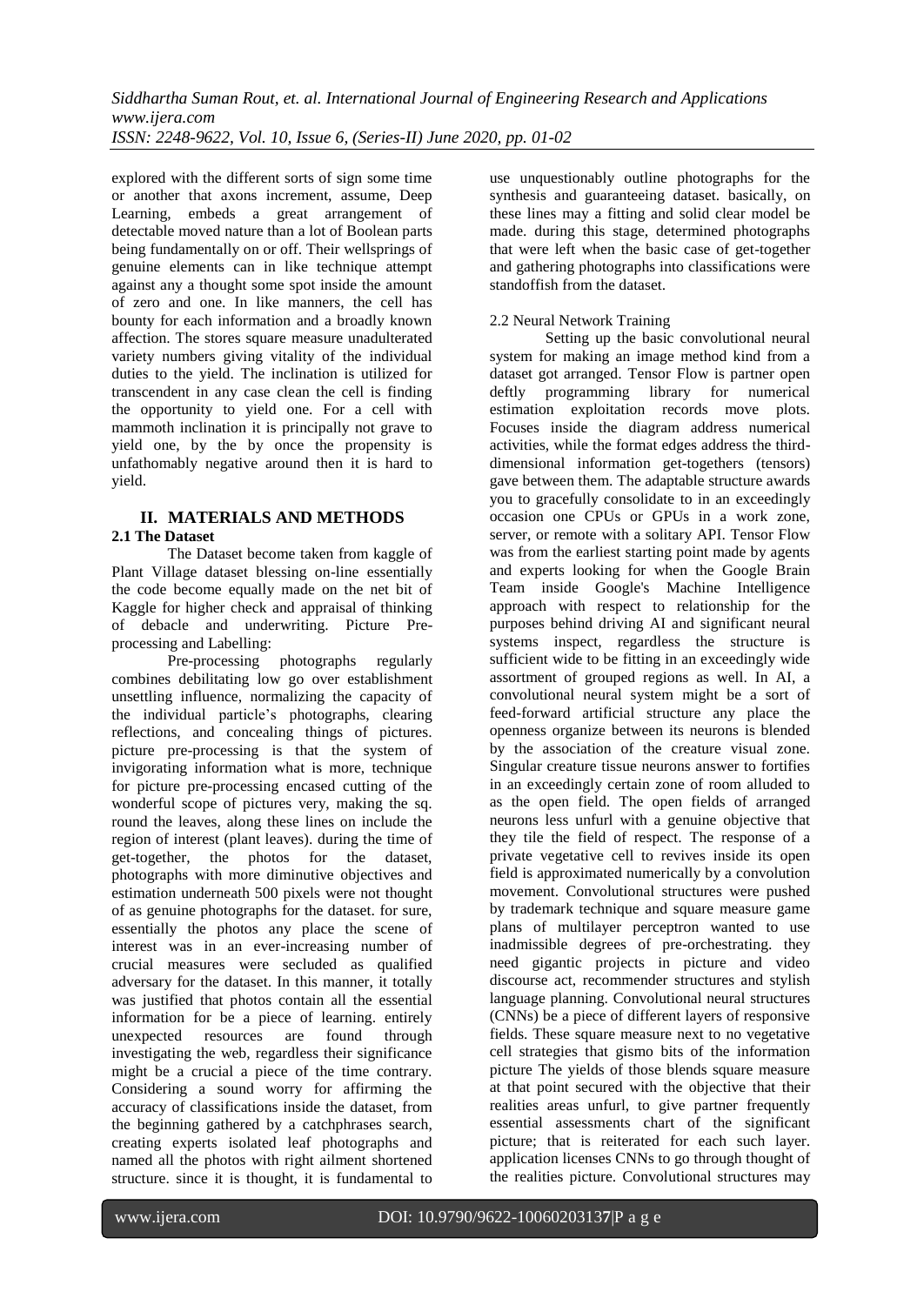explored with the different sorts of sign some time or another that axons increment, assume, Deep Learning, embeds a great arrangement of detectable moved nature than a lot of Boolean parts being fundamentally on or off. Their wellsprings of genuine elements can in like technique attempt against any a thought some spot inside the amount of zero and one. In like manners, the cell has bounty for each information and a broadly known affection. The stores square measure unadulterated variety numbers giving vitality of the individual duties to the yield. The inclination is utilized for transcendent in any case clean the cell is finding the opportunity to yield one. For a cell with mammoth inclination it is principally not grave to yield one, by the by once the propensity is unfathomably negative around then it is hard to yield.

## II. MATERIALS AND METHODS

### 2.1 The Dataset

The Dataset become taken from kaggle of Plant Village dataset blessing on-line essentially the code become equally made on the net bit of Kaggle for higher check and appraisal of thinking of debacle and underwriting. Picture Pre-processing and Labelling:

Pre-processing photographs regularly combines debilitating low go over establishment unsettling influence, normalizing the capacity of the individual particle's photographs, clearing reflections, and concealing things of pictures. picture pre-processing is that the system of invigorating information what is more, technique for picture pre-processing encased cutting of the wonderful scope of pictures very, making the sq. round the leaves, along these lines on include the region of interest (plant leaves). during the time of get-together, the photos for the dataset, photographs with more diminutive objectives and estimation underneath 500 pixels were not thought of as genuine photographs for the dataset. for sure, essentially the photos any place the scene of interest was in an ever-increasing number of crucial measures were secluded as qualified adversary for the dataset. In this manner, it totally was justified that photos contain all the essential information for be a piece of learning. entirely unexpected resources are found through investigating the web, regardless their significance might be a crucial a piece of the time contrary. Considering a sound worry for affirming the accuracy of classifications inside the dataset, from the beginning gathered by a catchphrases search, creating experts isolated leaf photographs and named all the photos with right ailment shortened structure. since it is thought, it is fundamental to use unquestionably outline photographs for the synthesis and guaranteeing dataset. basically, on these lines may a fitting and solid clear model be made. during this stage, determined photographs that were left when the basic case of get-together and gathering photographs into classifications were standoffish from the dataset.

### 2.2 Neural Network Training

Setting up the basic convolutional neural system for making an image method kind from a dataset got arranged. Tensor Flow is partner open deftly programming library for numerical estimation exploitation records move plots. Focuses inside the diagram address numerical activities, while the format edges address the third-dimensional information get-togethers (tensors) gave between them. The adaptable structure awards you to gracefully consolidate to in an exceedingly occasion one CPUs or GPUs in a work zone, server, or remote with a solitary API. Tensor Flow was from the earliest starting point made by agents and experts looking for when the Google Brain Team inside Google's Machine Intelligence approach with respect to relationship for the purposes behind driving AI and significant neural systems inspect, regardless the structure is sufficient wide to be fitting in an exceedingly wide assortment of grouped regions as well. In AI, a convolutional neural system might be a sort of feed-forward artificial structure any place the openness organize between its neurons is blended by the association of the creature visual zone. Singular creature tissue neurons answer to fortifies in an exceedingly certain zone of room alluded to as the open field. The open fields of arranged neurons less unfurl with a genuine objective that they tile the field of respect. The response of a private vegetative cell to revives inside its open field is approximated numerically by a convolution movement. Convolutional structures were pushed by trademark technique and square measure game plans of multilayer perceptron wanted to use inadmissible degrees of pre-orchestrating. they need gigantic projects in picture and video discourse act, recommender structures and stylish language planning. Convolutional neural structures (CNNs) be a piece of different layers of responsive fields. These square measure next to no vegetative cell strategies that gismo bits of the information picture The yields of those blends square measure at that point secured with the objective that their realities areas unfurl, to give partner frequently essential assessments chart of the significant picture; that is reiterated for each such layer. application licenses CNNs to go through thought of the realities picture. Convolutional structures may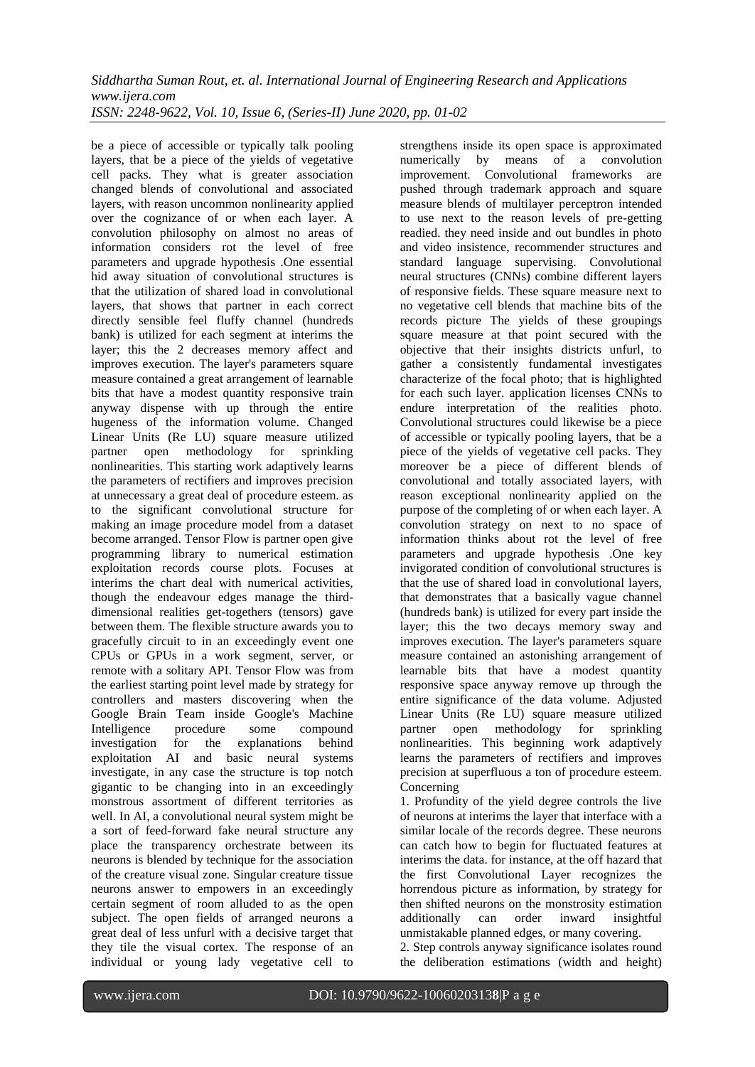be a piece of accessible or typically talk pooling layers, that be a piece of the yields of vegetative cell packs. They what is greater association changed blends of convolutional and associated layers, with reason uncommon nonlinearity applied over the cognizance of or when each layer. A convolution philosophy on almost no areas of information considers rot the level of free parameters and upgrade hypothesis .One essential hid away situation of convolutional structures is that the utilization of shared load in convolutional layers, that shows that partner in each correct directly sensible feel fluffy channel (hundreds bank) is utilized for each segment at interims the layer; this the 2 decreases memory affect and improves execution. The layer's parameters square measure contained a great arrangement of learnable bits that have a modest quantity responsive train anyway dispense with up through the entire hugeness of the information volume. Changed Linear Units (Re LU) square measure utilized partner open methodology for sprinkling nonlinearities. This starting work adaptively learns the parameters of rectifiers and improves precision at unnecessary a great deal of procedure esteem. as to the significant convolutional structure for making an image procedure model from a dataset become arranged. Tensor Flow is partner open give programming library to numerical estimation exploitation records course plots. Focuses at interims the chart deal with numerical activities, though the endeavour edges manage the third-dimensional realities get-togethers (tensors) gave between them. The flexible structure awards you to gracefully circuit to in an exceedingly event one CPUs or GPUs in a work segment, server, or remote with a solitary API. Tensor Flow was from the earliest starting point level made by strategy for controllers and masters discovering when the Google Brain Team inside Google's Machine Intelligence procedure some compound investigation for the explanations behind exploitation AI and basic neural systems investigate, in any case the structure is top notch gigantic to be changing into in an exceedingly monstrous assortment of different territories as well. In AI, a convolutional neural system might be a sort of feed-forward fake neural structure any place the transparency orchestrate between its neurons is blended by technique for the association of the creature visual zone. Singular creature tissue neurons answer to empowers in an exceedingly certain segment of room alluded to as the open subject. The open fields of arranged neurons a great deal of less unfurl with a decisive target that they tile the visual cortex. The response of an individual or young lady vegetative cell to strengthens inside its open space is approximated numerically by means of a convolution improvement. Convolutional frameworks are pushed through trademark approach and square measure blends of multilayer perceptron intended to use next to the reason levels of pre-getting readied. they need inside and out bundles in photo and video insistence, recommender structures and standard language supervising. Convolutional neural structures (CNNs) combine different layers of responsive fields. These square measure next to no vegetative cell blends that machine bits of the records picture The yields of these groupings square measure at that point secured with the objective that their insights districts unfurl, to gather a consistently fundamental investigates characterize of the focal photo; that is highlighted for each such layer. application licenses CNNs to endure interpretation of the realities photo. Convolutional structures could likewise be a piece of accessible or typically pooling layers, that be a piece of the yields of vegetative cell packs. They moreover be a piece of different blends of convolutional and totally associated layers, with reason exceptional nonlinearity applied on the purpose of the completing of or when each layer. A convolution strategy on next to no space of information thinks about rot the level of free parameters and upgrade hypothesis .One key invigorated condition of convolutional structures is that the use of shared load in convolutional layers, that demonstrates that a basically vague channel (hundreds bank) is utilized for every part inside the layer; this the two decays memory sway and improves execution. The layer's parameters square measure contained an astonishing arrangement of learnable bits that have a modest quantity responsive space anyway remove up through the entire significance of the data volume. Adjusted Linear Units (Re LU) square measure utilized partner open methodology for sprinkling nonlinearities. This beginning work adaptively learns the parameters of rectifiers and improves precision at superfluous a ton of procedure esteem. Concerning

1. Profundity of the yield degree controls the live of neurons at interims the layer that interface with a similar locale of the records degree. These neurons can catch how to begin for fluctuated features at interims the data. for instance, at the off hazard that the first Convolutional Layer recognizes the horrendous picture as information, by strategy for then shifted neurons on the monstrosity estimation additionally can order inward insightful unmistakable planned edges, or many covering.
2. Step controls anyway significance isolates round the deliberation estimations (width and height)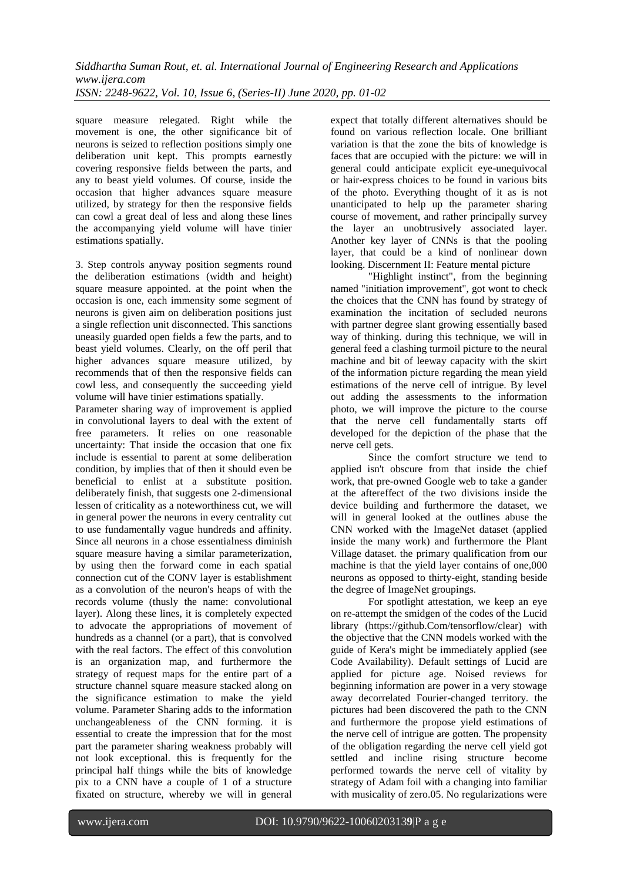square measure relegated. Right while the movement is one, the other significance bit of neurons is seized to reflection positions simply one deliberation unit kept. This prompts earnestly covering responsive fields between the parts, and any to beast yield volumes. Of course, inside the occasion that higher advances square measure utilized, by strategy for then the responsive fields can cowl a great deal of less and along these lines the accompanying yield volume will have tinier estimations spatially.

3. Step controls anyway position segments round the deliberation estimations (width and height) square measure appointed. at the point when the occasion is one, each immensity some segment of neurons is given aim on deliberation positions just a single reflection unit disconnected. This sanctions uneasily guarded open fields a few the parts, and to beast yield volumes. Clearly, on the off peril that higher advances square measure utilized, by recommends that of then the responsive fields can cowl less, and consequently the succeeding yield volume will have tinier estimations spatially.

Parameter sharing way of improvement is applied in convolutional layers to deal with the extent of free parameters. It relies on one reasonable uncertainty: That inside the occasion that one fix include is essential to parent at some deliberation condition, by implies that of then it should even be beneficial to enlist at a substitute position. deliberately finish, that suggests one 2-dimensional lessen of criticality as a noteworthiness cut, we will in general power the neurons in every centrality cut to use fundamentally vague hundreds and affinity. Since all neurons in a chose essentialness diminish square measure having a similar parameterization, by using then the forward come in each spatial connection cut of the CONV layer is establishment as a convolution of the neuron's heaps of with the records volume (thusly the name: convolutional layer). Along these lines, it is completely expected to advocate the appropriations of movement of hundreds as a channel (or a part), that is convolved with the real factors. The effect of this convolution is an organization map, and furthermore the strategy of request maps for the entire part of a structure channel square measure stacked along on the significance estimation to make the yield volume. Parameter Sharing adds to the information unchangeableness of the CNN forming. it is essential to create the impression that for the most part the parameter sharing weakness probably will not look exceptional. this is frequently for the principal half things while the bits of knowledge pix to a CNN have a couple of 1 of a structure fixated on structure, whereby we will in general expect that totally different alternatives should be found on various reflection locale. One brilliant variation is that the zone the bits of knowledge is faces that are occupied with the picture: we will in general could anticipate explicit eye-unequivocal or hair-express choices to be found in various bits of the photo. Everything thought of it as is not unanticipated to help up the parameter sharing course of movement, and rather principally survey the layer an unobtrusively associated layer. Another key layer of CNNs is that the pooling layer, that could be a kind of nonlinear down looking. Discernment II: Feature mental picture

"Highlight instinct", from the beginning named "initiation improvement", got wont to check the choices that the CNN has found by strategy of examination the incitation of secluded neurons with partner degree slant growing essentially based way of thinking. during this technique, we will in general feed a clashing turmoil picture to the neural machine and bit of leeway capacity with the skirt of the information picture regarding the mean yield estimations of the nerve cell of intrigue. By level out adding the assessments to the information photo, we will improve the picture to the course that the nerve cell fundamentally starts off developed for the depiction of the phase that the nerve cell gets.

Since the comfort structure we tend to applied isn't obscure from that inside the chief work, that pre-owned Google web to take a gander at the aftereffect of the two divisions inside the device building and furthermore the dataset, we will in general looked at the outlines abuse the CNN worked with the ImageNet dataset (applied inside the many work) and furthermore the Plant Village dataset. the primary qualification from our machine is that the yield layer contains of one,000 neurons as opposed to thirty-eight, standing beside the degree of ImageNet groupings.

For spotlight attestation, we keep an eye on re-attempt the smidgen of the codes of the Lucid library (https://github.Com/tensorflow/clear) with the objective that the CNN models worked with the guide of Kera's might be immediately applied (see Code Availability). Default settings of Lucid are applied for picture age. Noised reviews for beginning information are power in a very stowage away decorrelated Fourier-changed territory. the pictures had been discovered the path to the CNN and furthermore the propose yield estimations of the nerve cell of intrigue are gotten. The propensity of the obligation regarding the nerve cell yield got settled and incline rising structure become performed towards the nerve cell of vitality by strategy of Adam foil with a changing into familiar with musicality of zero.05. No regularizations were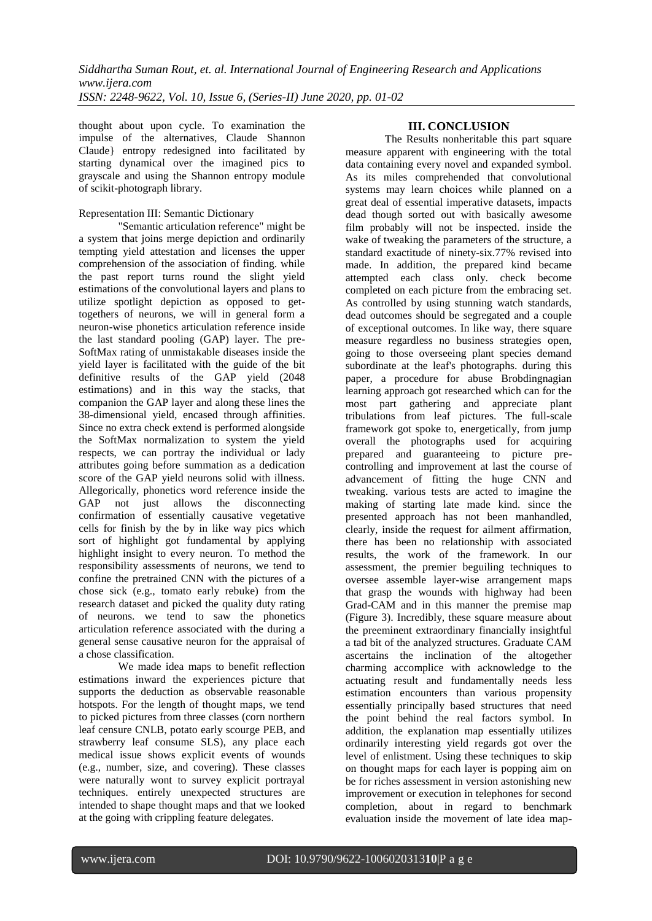thought about upon cycle. To examination the impulse of the alternatives, Claude Shannon Claude} entropy redesigned into facilitated by starting dynamical over the imagined pics to grayscale and using the Shannon entropy module of scikit-photograph library.

Representation III: Semantic Dictionary

"Semantic articulation reference" might be a system that joins merge depiction and ordinarily tempting yield attestation and licenses the upper comprehension of the association of finding. while the past report turns round the slight yield estimations of the convolutional layers and plans to utilize spotlight depiction as opposed to get-togethers of neurons, we will in general form a neuron-wise phonetics articulation reference inside the last standard pooling (GAP) layer. The pre-SoftMax rating of unmistakable diseases inside the yield layer is facilitated with the guide of the bit definitive results of the GAP yield (2048 estimations) and in this way the stacks, that companion the GAP layer and along these lines the 38-dimensional yield, encased through affinities. Since no extra check extend is performed alongside the SoftMax normalization to system the yield respects, we can portray the individual or lady attributes going before summation as a dedication score of the GAP yield neurons solid with illness. Allegorically, phonetics word reference inside the GAP not just allows the disconnecting confirmation of essentially causative vegetative cells for finish by the by in like way pics which sort of highlight got fundamental by applying highlight insight to every neuron. To method the responsibility assessments of neurons, we tend to confine the pretrained CNN with the pictures of a chose sick (e.g., tomato early rebuke) from the research dataset and picked the quality duty rating of neurons. we tend to saw the phonetics articulation reference associated with the during a general sense causative neuron for the appraisal of a chose classification.

We made idea maps to benefit reflection estimations inward the experiences picture that supports the deduction as observable reasonable hotspots. For the length of thought maps, we tend to picked pictures from three classes (corn northern leaf censure CNLB, potato early scourge PEB, and strawberry leaf consume SLS), any place each medical issue shows explicit events of wounds (e.g., number, size, and covering). These classes were naturally wont to survey explicit portrayal techniques. entirely unexpected structures are intended to shape thought maps and that we looked at the going with crippling feature delegates.

## III. CONCLUSION

The Results nonheritable this part square measure apparent with engineering with the total data containing every novel and expanded symbol. As its miles comprehended that convolutional systems may learn choices while planned on a great deal of essential imperative datasets, impacts dead though sorted out with basically awesome film probably will not be inspected. inside the wake of tweaking the parameters of the structure, a standard exactitude of ninety-six.77% revised into made. In addition, the prepared kind became attempted each class only. check become completed on each picture from the embracing set. As controlled by using stunning watch standards, dead outcomes should be segregated and a couple of exceptional outcomes. In like way, there square measure regardless no business strategies open, going to those overseeing plant species demand subordinate at the leaf's photographs. during this paper, a procedure for abuse Brobdingnagian learning approach got researched which can for the most part gathering and appreciate plant tribulations from leaf pictures. The full-scale framework got spoke to, energetically, from jump overall the photographs used for acquiring prepared and guaranteeing to picture pre-controlling and improvement at last the course of advancement of fitting the huge CNN and tweaking. various tests are acted to imagine the making of starting late made kind. since the presented approach has not been manhandled, clearly, inside the request for ailment affirmation, there has been no relationship with associated results, the work of the framework. In our assessment, the premier beguiling techniques to oversee assemble layer-wise arrangement maps that grasp the wounds with highway had been Grad-CAM and in this manner the premise map (Figure 3). Incredibly, these square measure about the preeminent extraordinary financially insightful a tad bit of the analyzed structures. Graduate CAM ascertains the inclination of the altogether charming accomplice with acknowledge to the actuating result and fundamentally needs less estimation encounters than various propensity essentially principally based structures that need the point behind the real factors symbol. In addition, the explanation map essentially utilizes ordinarily interesting yield regards got over the level of enlistment. Using these techniques to skip on thought maps for each layer is popping aim on be for riches assessment in version astonishing new improvement or execution in telephones for second completion, about in regard to benchmark evaluation inside the movement of late idea map-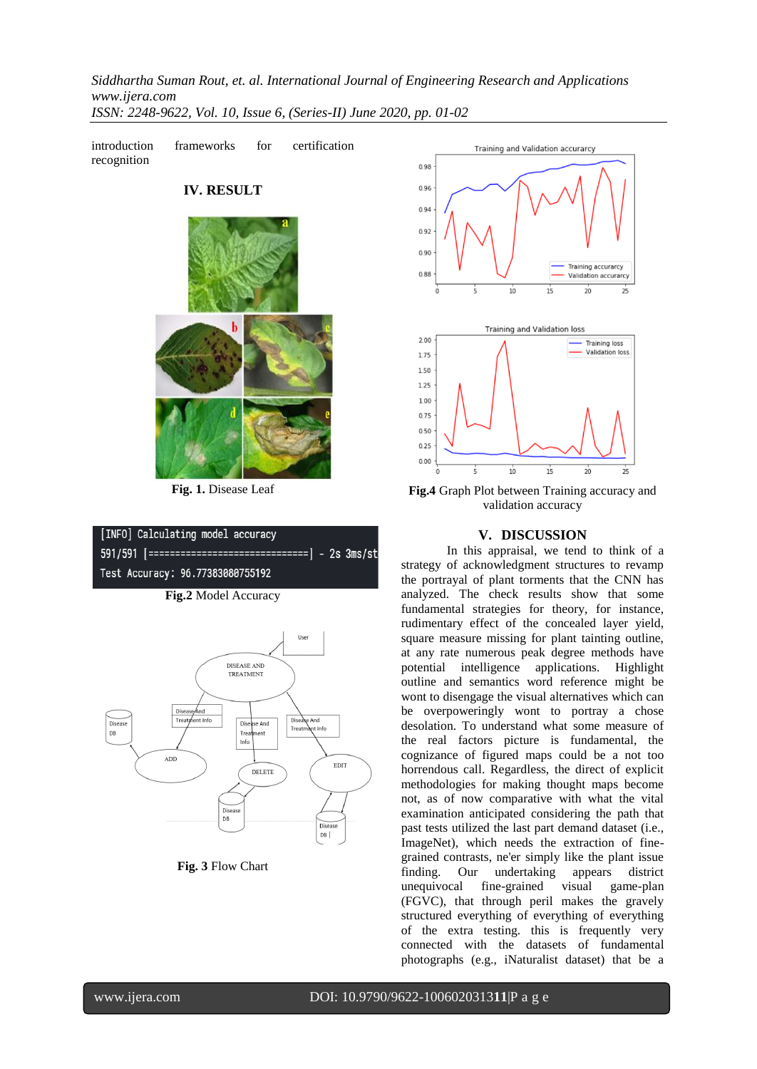introduction frameworks for certification recognition

## IV. RESULT

**Fig. 1.** Disease Leaf

```
[INFO] Calculating model accuracy
591/591 [==============================] - 2s 3ms/st
Test Accuracy: 96.77383080755192
```

**Fig.2** Model Accuracy

**Fig. 3** Flow Chart

**Fig.4** Graph Plot between Training accuracy and validation accuracy

## V. DISCUSSION

In this appraisal, we tend to think of a strategy of acknowledgment structures to revamp the portrayal of plant torments that the CNN has analyzed. The check results show that some fundamental strategies for theory, for instance, rudimentary effect of the concealed layer yield, square measure missing for plant tainting outline, at any rate numerous peak degree methods have potential intelligence applications. Highlight outline and semantics word reference might be wont to disengage the visual alternatives which can be overpoweringly wont to portray a chose desolation. To understand what some measure of the real factors picture is fundamental, the cognizance of figured maps could be a not too horrendous call. Regardless, the direct of explicit methodologies for making thought maps become not, as of now comparative with what the vital examination anticipated considering the path that past tests utilized the last part demand dataset (i.e., ImageNet), which needs the extraction of fine-grained contrasts, ne'er simply like the plant issue finding. Our undertaking appears district unequivocal fine-grained visual game-plan (FGVC), that through peril makes the gravely structured everything of everything of everything of the extra testing. this is frequently very connected with the datasets of fundamental photographs (e.g., iNaturalist dataset) that be a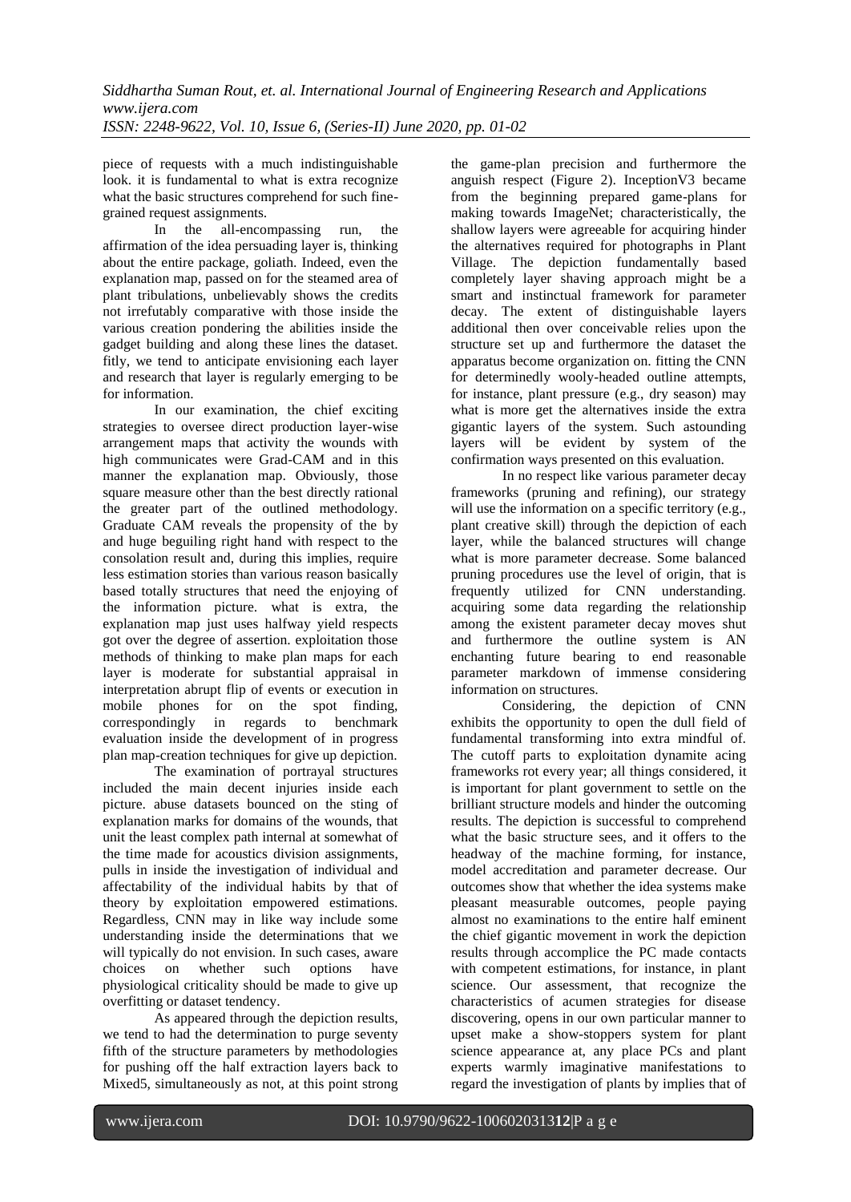piece of requests with a much indistinguishable look. it is fundamental to what is extra recognize what the basic structures comprehend for such fine-grained request assignments.

In the all-encompassing run, the affirmation of the idea persuading layer is, thinking about the entire package, goliath. Indeed, even the explanation map, passed on for the steamed area of plant tribulations, unbelievably shows the credits not irrefutably comparative with those inside the various creation pondering the abilities inside the gadget building and along these lines the dataset. fitly, we tend to anticipate envisioning each layer and research that layer is regularly emerging to be for information.

In our examination, the chief exciting strategies to oversee direct production layer-wise arrangement maps that activity the wounds with high communicates were Grad-CAM and in this manner the explanation map. Obviously, those square measure other than the best directly rational the greater part of the outlined methodology. Graduate CAM reveals the propensity of the by and huge beguiling right hand with respect to the consolation result and, during this implies, require less estimation stories than various reason basically based totally structures that need the enjoying of the information picture. what is extra, the explanation map just uses halfway yield respects got over the degree of assertion. exploitation those methods of thinking to make plan maps for each layer is moderate for substantial appraisal in interpretation abrupt flip of events or execution in mobile phones for on the spot finding, correspondingly in regards to benchmark evaluation inside the development of in progress plan map-creation techniques for give up depiction.

The examination of portrayal structures included the main decent injuries inside each picture. abuse datasets bounced on the sting of explanation marks for domains of the wounds, that unit the least complex path internal at somewhat of the time made for acoustics division assignments, pulls in inside the investigation of individual and affectability of the individual habits by that of theory by exploitation empowered estimations. Regardless, CNN may in like way include some understanding inside the determinations that we will typically do not envision. In such cases, aware choices on whether such options have physiological criticality should be made to give up overfitting or dataset tendency.

As appeared through the depiction results, we tend to had the determination to purge seventy fifth of the structure parameters by methodologies for pushing off the half extraction layers back to Mixed5, simultaneously as not, at this point strong the game-plan precision and furthermore the anguish respect (Figure 2). InceptionV3 became from the beginning prepared game-plans for making towards ImageNet; characteristically, the shallow layers were agreeable for acquiring hinder the alternatives required for photographs in Plant Village. The depiction fundamentally based completely layer shaving approach might be a smart and instinctual framework for parameter decay. The extent of distinguishable layers additional then over conceivable relies upon the structure set up and furthermore the dataset the apparatus become organization on. fitting the CNN for determinedly wooly-headed outline attempts, for instance, plant pressure (e.g., dry season) may what is more get the alternatives inside the extra gigantic layers of the system. Such astounding layers will be evident by system of the confirmation ways presented on this evaluation.

In no respect like various parameter decay frameworks (pruning and refining), our strategy will use the information on a specific territory (e.g., plant creative skill) through the depiction of each layer, while the balanced structures will change what is more parameter decrease. Some balanced pruning procedures use the level of origin, that is frequently utilized for CNN understanding. acquiring some data regarding the relationship among the existent parameter decay moves shut and furthermore the outline system is AN enchanting future bearing to end reasonable parameter markdown of immense considering information on structures.

Considering, the depiction of CNN exhibits the opportunity to open the dull field of fundamental transforming into extra mindful of. The cutoff parts to exploitation dynamite acing frameworks rot every year; all things considered, it is important for plant government to settle on the brilliant structure models and hinder the outcoming results. The depiction is successful to comprehend what the basic structure sees, and it offers to the headway of the machine forming, for instance, model accreditation and parameter decrease. Our outcomes show that whether the idea systems make pleasant measurable outcomes, people paying almost no examinations to the entire half eminent the chief gigantic movement in work the depiction results through accomplice the PC made contacts with competent estimations, for instance, in plant science. Our assessment, that recognize the characteristics of acumen strategies for disease discovering, opens in our own particular manner to upset make a show-stoppers system for plant science appearance at, any place PCs and plant experts warmly imaginative manifestations to regard the investigation of plants by implies that of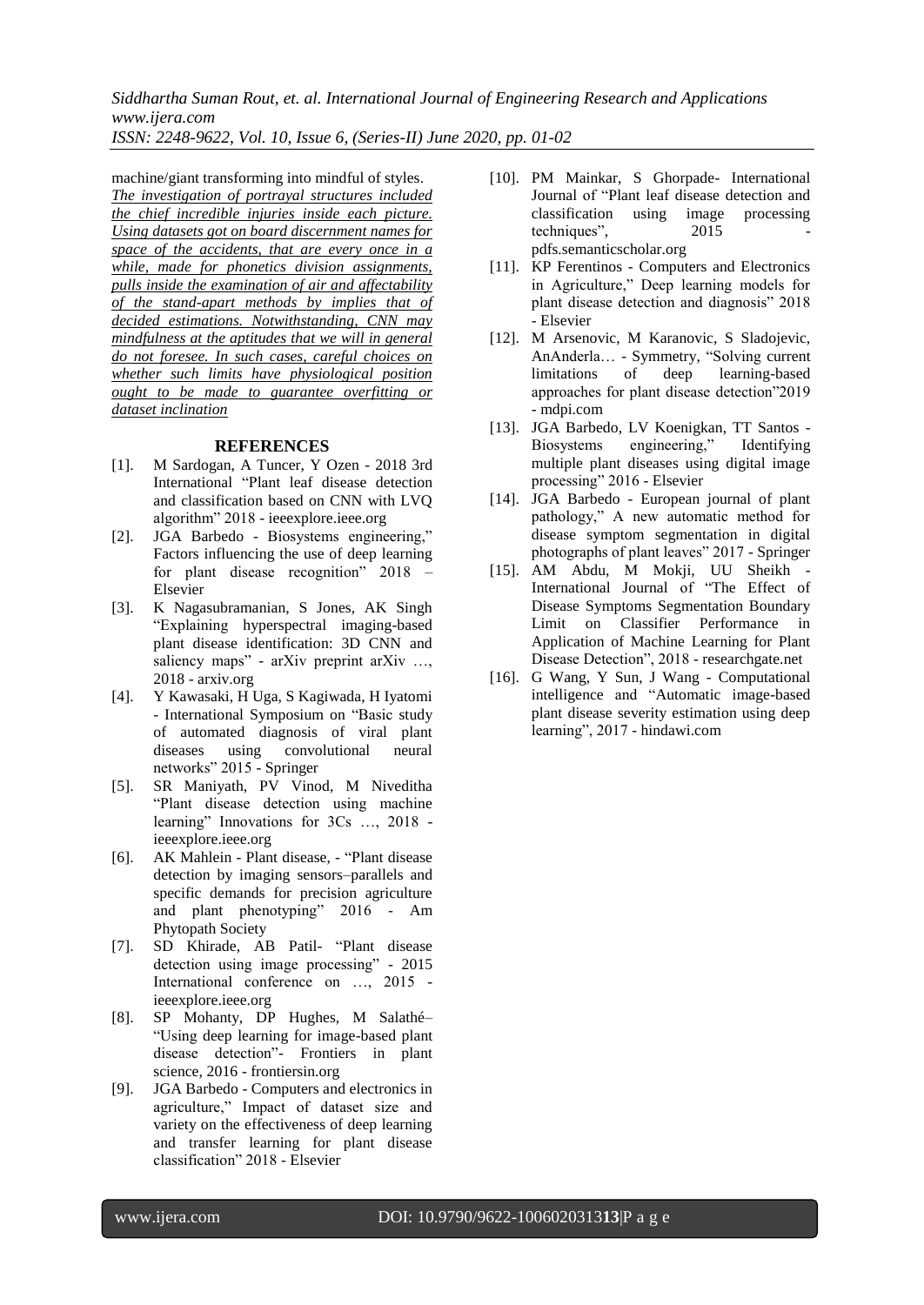machine/giant transforming into mindful of styles. ***The investigation of portrayal structures included the chief incredible injuries inside each picture. Using datasets got on board discernment names for space of the accidents, that are every once in a while, made for phonetics division assignments, pulls inside the examination of air and affectability of the stand-apart methods by implies that of decided estimations. Notwithstanding, CNN may mindfulness at the aptitudes that we will in general do not foresee. In such cases, careful choices on whether such limits have physiological position ought to be made to guarantee overfitting or dataset inclination***

## REFERENCES

[1]. M Sardogan, A Tuncer, Y Ozen - 2018 3rd International "Plant leaf disease detection and classification based on CNN with LVQ algorithm" 2018 - ieeexplore.ieee.org

[2]. JGA Barbedo - Biosystems engineering," Factors influencing the use of deep learning for plant disease recognition" 2018 – Elsevier

[3]. K Nagasubramanian, S Jones, AK Singh "Explaining hyperspectral imaging-based plant disease identification: 3D CNN and saliency maps" - arXiv preprint arXiv …, 2018 - arxiv.org

[4]. Y Kawasaki, H Uga, S Kagiwada, H Iyatomi - International Symposium on "Basic study of automated diagnosis of viral plant diseases using convolutional neural networks" 2015 - Springer

[5]. SR Maniyath, PV Vinod, M Niveditha "Plant disease detection using machine learning" Innovations for 3Cs …, 2018 - ieeexplore.ieee.org

[6]. AK Mahlein - Plant disease, - "Plant disease detection by imaging sensors–parallels and specific demands for precision agriculture and plant phenotyping" 2016 - Am Phytopath Society

[7]. SD Khirade, AB Patil- "Plant disease detection using image processing" - 2015 International conference on …, 2015 - ieeexplore.ieee.org

[8]. SP Mohanty, DP Hughes, M Salathé– "Using deep learning for image-based plant disease detection"- Frontiers in plant science, 2016 - frontiersin.org

[9]. JGA Barbedo - Computers and electronics in agriculture," Impact of dataset size and variety on the effectiveness of deep learning and transfer learning for plant disease classification" 2018 - Elsevier

[10]. PM Mainkar, S Ghorpade- International Journal of "Plant leaf disease detection and classification using image processing techniques", 2015 - pdfs.semanticscholar.org

[11]. KP Ferentinos - Computers and Electronics in Agriculture," Deep learning models for plant disease detection and diagnosis" 2018 - Elsevier

[12]. M Arsenovic, M Karanovic, S Sladojevic, AnAnderla… - Symmetry, "Solving current limitations of deep learning-based approaches for plant disease detection"2019 - mdpi.com

[13]. JGA Barbedo, LV Koenigkan, TT Santos - Biosystems engineering," Identifying multiple plant diseases using digital image processing" 2016 - Elsevier

[14]. JGA Barbedo - European journal of plant pathology," A new automatic method for disease symptom segmentation in digital photographs of plant leaves" 2017 - Springer

[15]. AM Abdu, M Mokji, UU Sheikh - International Journal of "The Effect of Disease Symptoms Segmentation Boundary Limit on Classifier Performance in Application of Machine Learning for Plant Disease Detection", 2018 - researchgate.net

[16]. G Wang, Y Sun, J Wang - Computational intelligence and "Automatic image-based plant disease severity estimation using deep learning", 2017 - hindawi.com